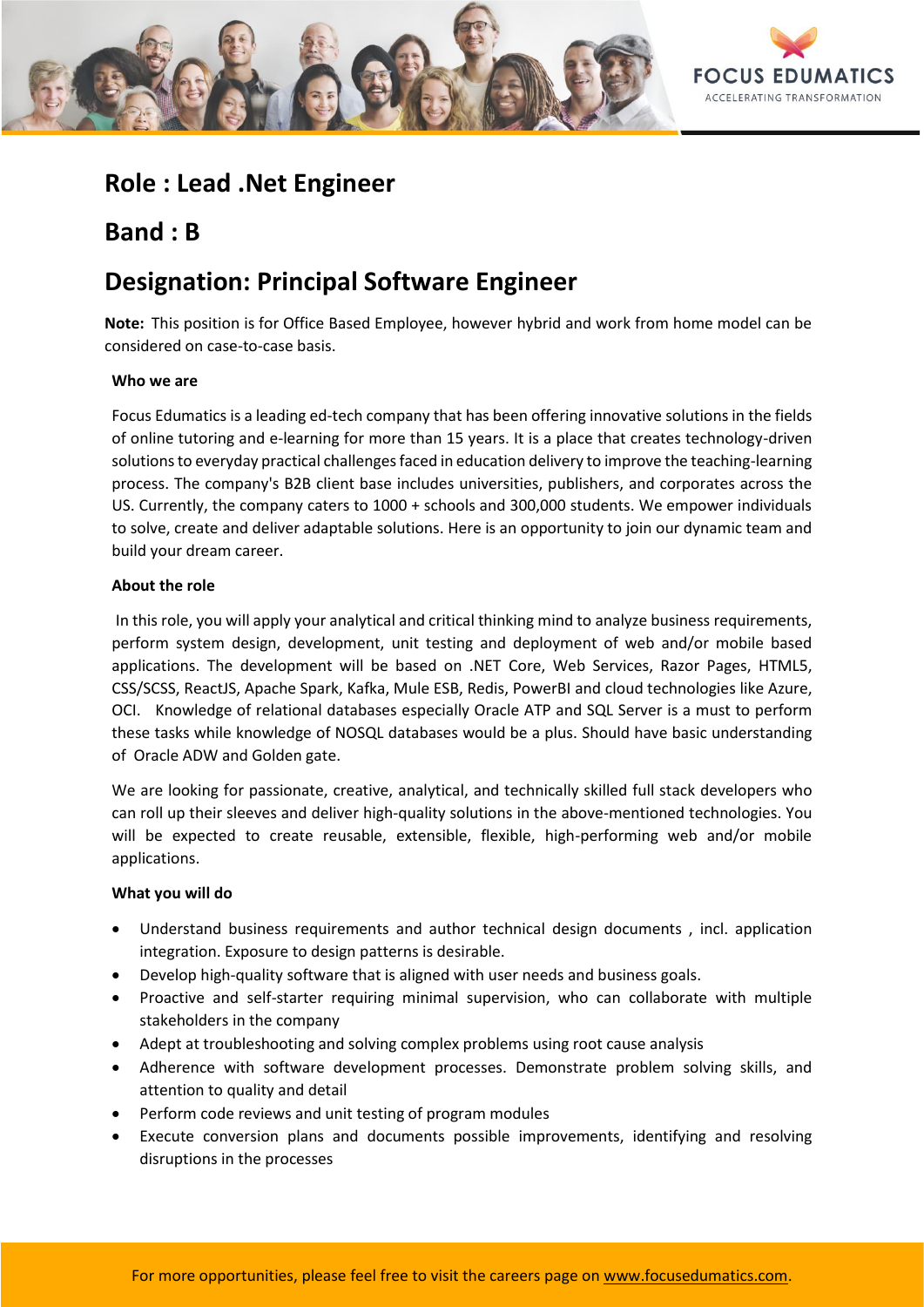# Role : Lead .Net Engineer

# Band : B

# Designation: Principal Software Engineer

**Note:** This position is for Office Based Employee, however hybrid and work from home model can be considered on case-to-case basis.

**Who we are**

Focus Edumatics is a leading ed-tech company that has been offering innovative solutions in the fields of online tutoring and e-learning for more than 15 years. It is a place that creates technology-driven solutions to everyday practical challenges faced in education delivery to improve the teaching-learning process. The company's B2B client base includes universities, publishers, and corporates across the US. Currently, the company caters to 1000 + schools and 300,000 students. We empower individuals to solve, create and deliver adaptable solutions. Here is an opportunity to join our dynamic team and build your dream career.

**About the role**

In this role, you will apply your analytical and critical thinking mind to analyze business requirements, perform system design, development, unit testing and deployment of web and/or mobile based applications. The development will be based on .NET Core, Web Services, Razor Pages, HTML5, CSS/SCSS, ReactJS, Apache Spark, Kafka, Mule ESB, Redis, PowerBI and cloud technologies like Azure, OCI. Knowledge of relational databases especially Oracle ATP and SQL Server is a must to perform these tasks while knowledge of NOSQL databases would be a plus. Should have basic understanding of Oracle ADW and Golden gate.

We are looking for passionate, creative, analytical, and technically skilled full stack developers who can roll up their sleeves and deliver high-quality solutions in the above-mentioned technologies. You will be expected to create reusable, extensible, flexible, high-performing web and/or mobile applications.

**What you will do**

- Understand business requirements and author technical design documents , incl. application integration. Exposure to design patterns is desirable.
- Develop high-quality software that is aligned with user needs and business goals.
- Proactive and self-starter requiring minimal supervision, who can collaborate with multiple stakeholders in the company
- Adept at troubleshooting and solving complex problems using root cause analysis
- Adherence with software development processes. Demonstrate problem solving skills, and attention to quality and detail
- Perform code reviews and unit testing of program modules
- Execute conversion plans and documents possible improvements, identifying and resolving disruptions in the processes

For more opportunities, please feel free to visit the careers page on www.focusedumatics.com.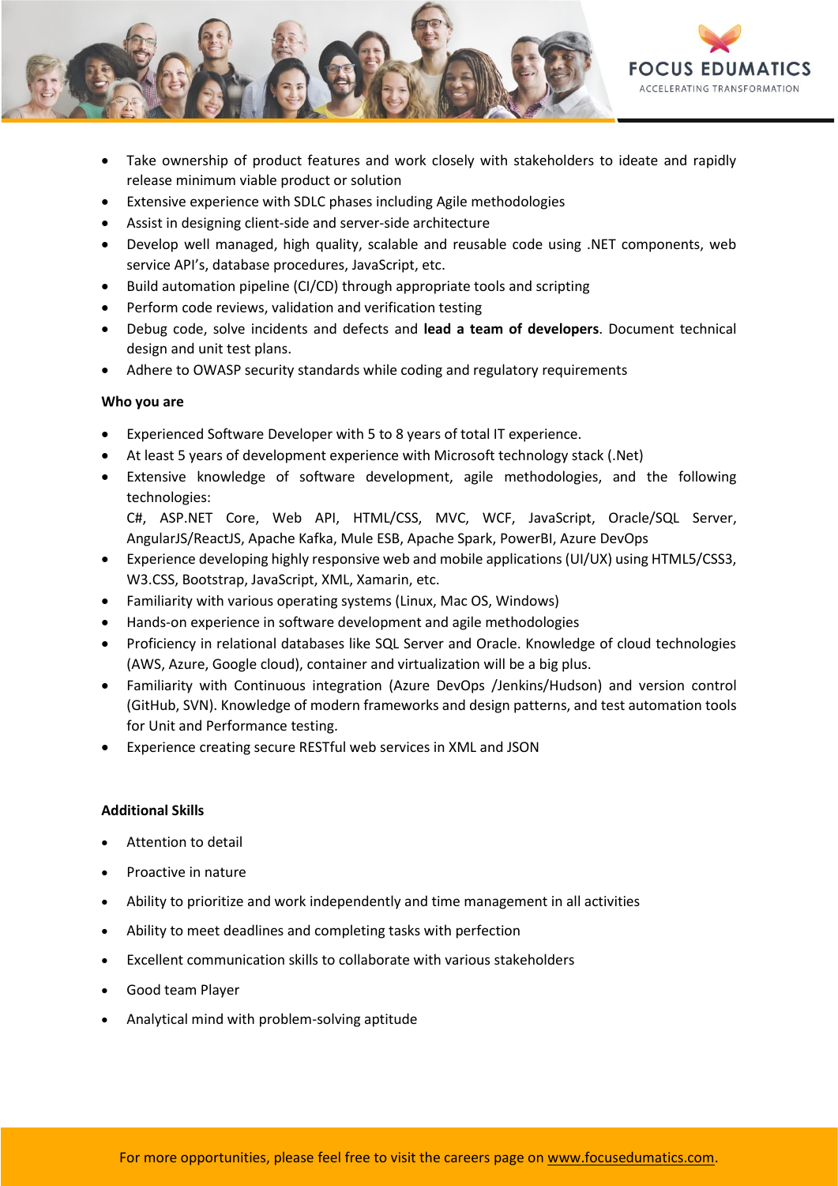- Take ownership of product features and work closely with stakeholders to ideate and rapidly release minimum viable product or solution
- Extensive experience with SDLC phases including Agile methodologies
- Assist in designing client-side and server-side architecture
- Develop well managed, high quality, scalable and reusable code using .NET components, web service API's, database procedures, JavaScript, etc.
- Build automation pipeline (CI/CD) through appropriate tools and scripting
- Perform code reviews, validation and verification testing
- Debug code, solve incidents and defects and **lead a team of developers**. Document technical design and unit test plans.
- Adhere to OWASP security standards while coding and regulatory requirements

**Who you are**

- Experienced Software Developer with 5 to 8 years of total IT experience.
- At least 5 years of development experience with Microsoft technology stack (.Net)
- Extensive knowledge of software development, agile methodologies, and the following technologies:
  C#, ASP.NET Core, Web API, HTML/CSS, MVC, WCF, JavaScript, Oracle/SQL Server, AngularJS/ReactJS, Apache Kafka, Mule ESB, Apache Spark, PowerBI, Azure DevOps
- Experience developing highly responsive web and mobile applications (UI/UX) using HTML5/CSS3, W3.CSS, Bootstrap, JavaScript, XML, Xamarin, etc.
- Familiarity with various operating systems (Linux, Mac OS, Windows)
- Hands-on experience in software development and agile methodologies
- Proficiency in relational databases like SQL Server and Oracle. Knowledge of cloud technologies (AWS, Azure, Google cloud), container and virtualization will be a big plus.
- Familiarity with Continuous integration (Azure DevOps /Jenkins/Hudson) and version control (GitHub, SVN). Knowledge of modern frameworks and design patterns, and test automation tools for Unit and Performance testing.
- Experience creating secure RESTful web services in XML and JSON

**Additional Skills**

- Attention to detail
- Proactive in nature
- Ability to prioritize and work independently and time management in all activities
- Ability to meet deadlines and completing tasks with perfection
- Excellent communication skills to collaborate with various stakeholders
- Good team Player
- Analytical mind with problem-solving aptitude

For more opportunities, please feel free to visit the careers page on www.focusedumatics.com.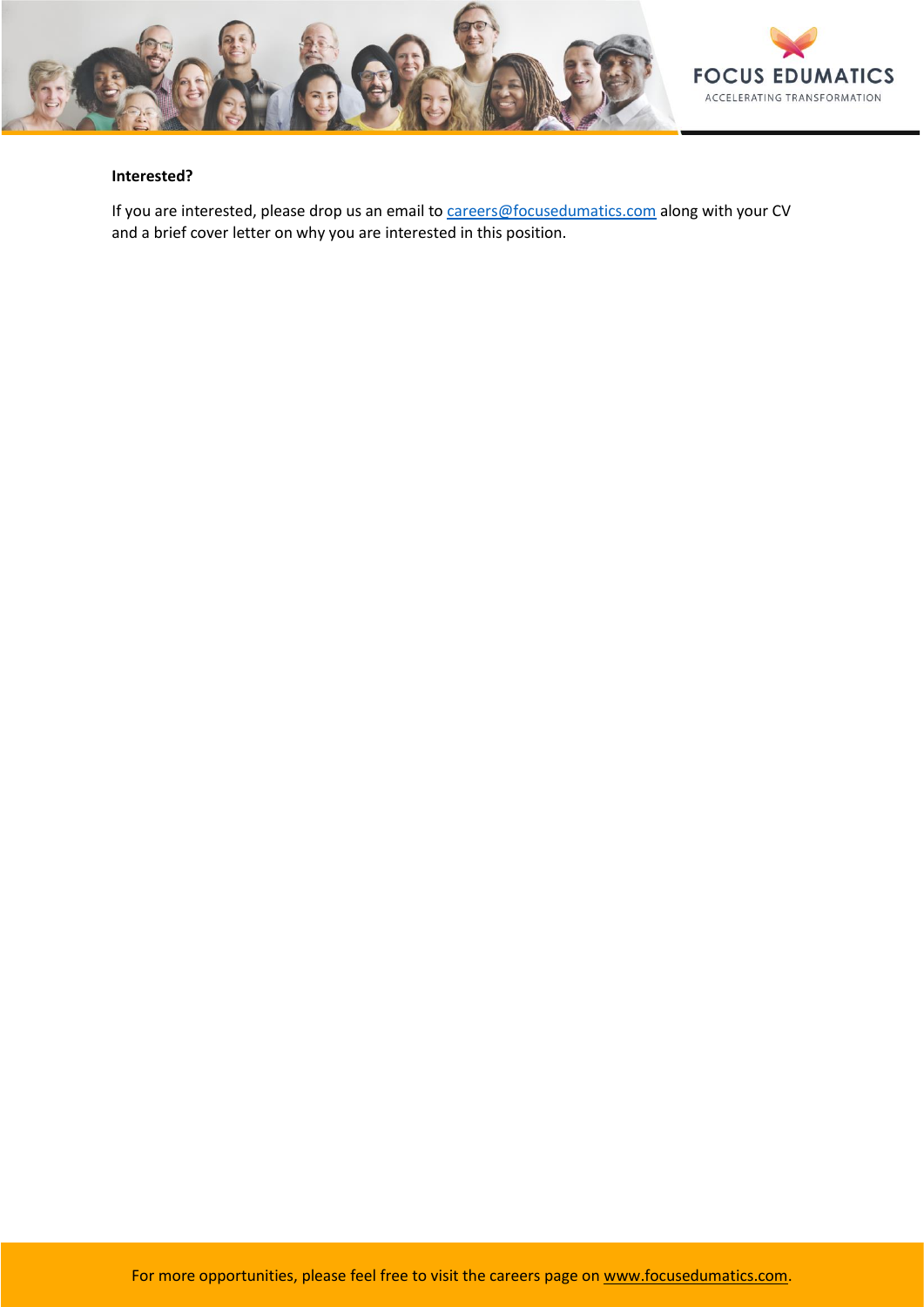**Interested?**

If you are interested, please drop us an email to careers@focusedumatics.com along with your CV and a brief cover letter on why you are interested in this position.